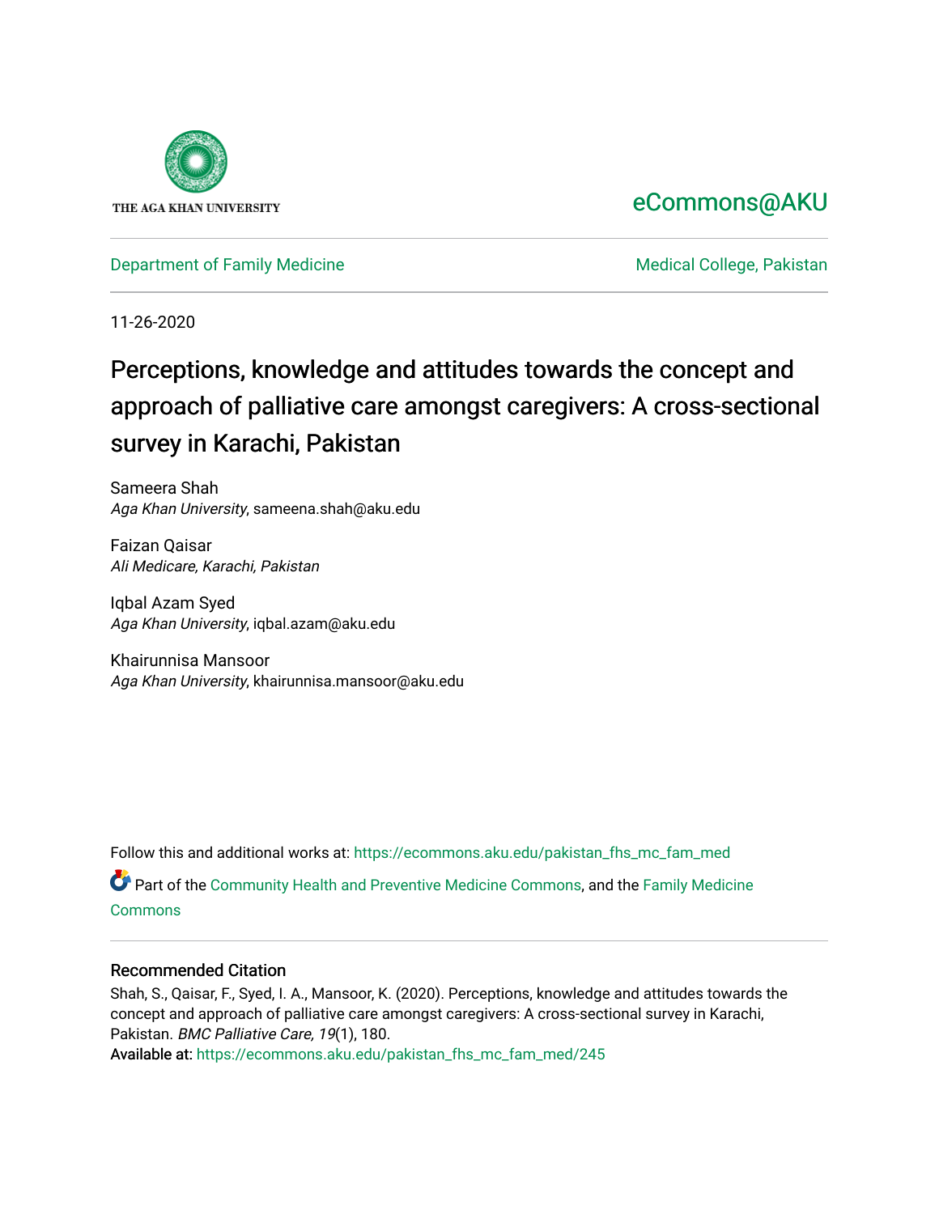THE AGA KHAN UNIVERSITY

eCommons@AKU

Department of Family Medicine

Medical College, Pakistan

11-26-2020

# Perceptions, knowledge and attitudes towards the concept and approach of palliative care amongst caregivers: A cross-sectional survey in Karachi, Pakistan

Sameera Shah
*Aga Khan University*, sameena.shah@aku.edu

Faizan Qaisar
*Ali Medicare, Karachi, Pakistan*

Iqbal Azam Syed
*Aga Khan University*, iqbal.azam@aku.edu

Khairunnisa Mansoor
*Aga Khan University*, khairunnisa.mansoor@aku.edu

Follow this and additional works at: https://ecommons.aku.edu/pakistan_fhs_mc_fam_med

Part of the Community Health and Preventive Medicine Commons, and the Family Medicine Commons

## Recommended Citation

Shah, S., Qaisar, F., Syed, I. A., Mansoor, K. (2020). Perceptions, knowledge and attitudes towards the concept and approach of palliative care amongst caregivers: A cross-sectional survey in Karachi, Pakistan. *BMC Palliative Care, 19*(1), 180.
Available at: https://ecommons.aku.edu/pakistan_fhs_mc_fam_med/245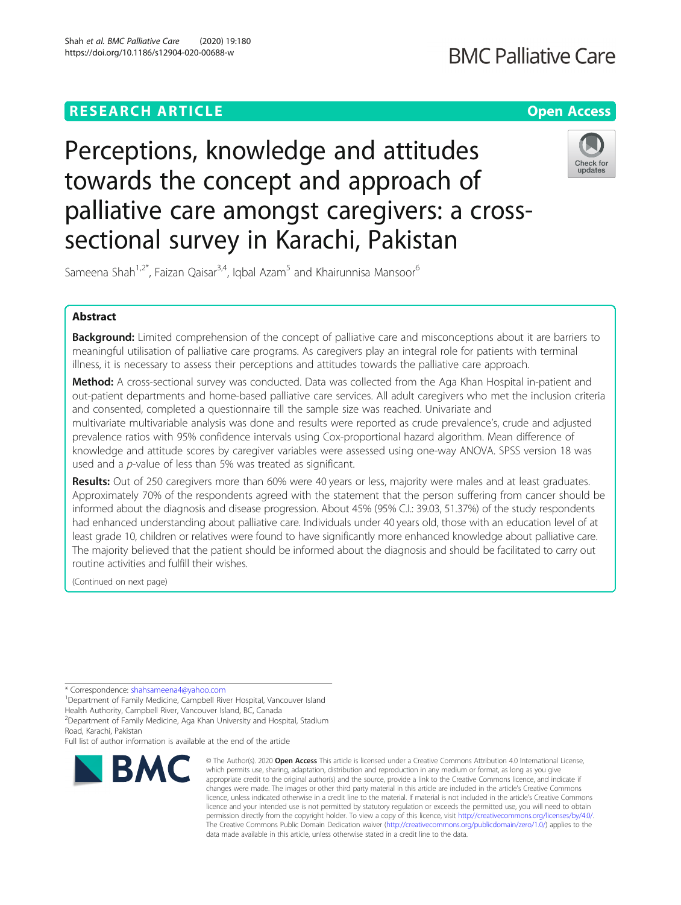# Perceptions, knowledge and attitudes towards the concept and approach of palliative care amongst caregivers: a cross-sectional survey in Karachi, Pakistan

Sameena Shah[1,2*], Faizan Qaisar[3,4], Iqbal Azam[5] and Khairunnisa Mansoor[6]

## Abstract

**Background:** Limited comprehension of the concept of palliative care and misconceptions about it are barriers to meaningful utilisation of palliative care programs. As caregivers play an integral role for patients with terminal illness, it is necessary to assess their perceptions and attitudes towards the palliative care approach.

**Method:** A cross-sectional survey was conducted. Data was collected from the Aga Khan Hospital in-patient and out-patient departments and home-based palliative care services. All adult caregivers who met the inclusion criteria and consented, completed a questionnaire till the sample size was reached. Univariate and multivariate multivariable analysis was done and results were reported as crude prevalence's, crude and adjusted prevalence ratios with 95% confidence intervals using Cox-proportional hazard algorithm. Mean difference of knowledge and attitude scores by caregiver variables were assessed using one-way ANOVA. SPSS version 18 was used and a *p*-value of less than 5% was treated as significant.

**Results:** Out of 250 caregivers more than 60% were 40 years or less, majority were males and at least graduates. Approximately 70% of the respondents agreed with the statement that the person suffering from cancer should be informed about the diagnosis and disease progression. About 45% (95% C.I.: 39.03, 51.37%) of the study respondents had enhanced understanding about palliative care. Individuals under 40 years old, those with an education level of at least grade 10, children or relatives were found to have significantly more enhanced knowledge about palliative care. The majority believed that the patient should be informed about the diagnosis and should be facilitated to carry out routine activities and fulfill their wishes.

(Continued on next page)

\* Correspondence: shahsameena4@yahoo.com
[1]Department of Family Medicine, Campbell River Hospital, Vancouver Island Health Authority, Campbell River, Vancouver Island, BC, Canada
[2]Department of Family Medicine, Aga Khan University and Hospital, Stadium Road, Karachi, Pakistan
Full list of author information is available at the end of the article

© The Author(s). 2020 **Open Access** This article is licensed under a Creative Commons Attribution 4.0 International License, which permits use, sharing, adaptation, distribution and reproduction in any medium or format, as long as you give appropriate credit to the original author(s) and the source, provide a link to the Creative Commons licence, and indicate if changes were made. The images or other third party material in this article are included in the article's Creative Commons licence, unless indicated otherwise in a credit line to the material. If material is not included in the article's Creative Commons licence and your intended use is not permitted by statutory regulation or exceeds the permitted use, you will need to obtain permission directly from the copyright holder. To view a copy of this licence, visit http://creativecommons.org/licenses/by/4.0/. The Creative Commons Public Domain Dedication waiver (http://creativecommons.org/publicdomain/zero/1.0/) applies to the data made available in this article, unless otherwise stated in a credit line to the data.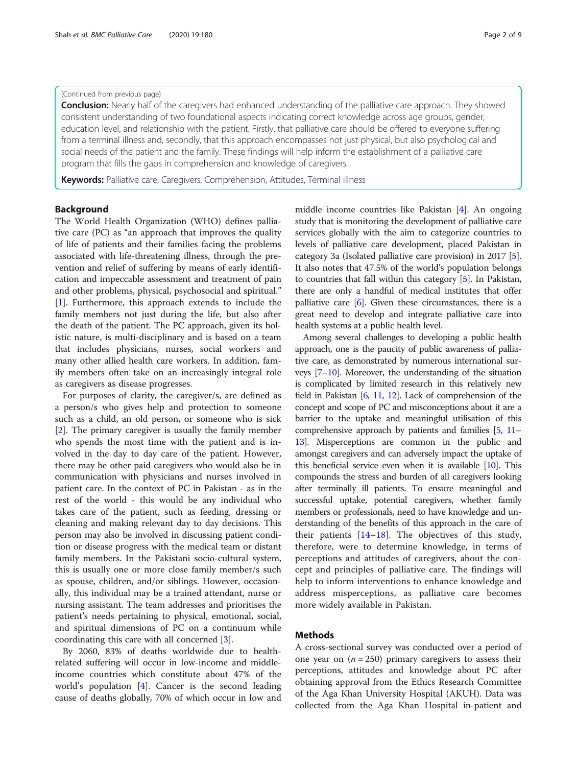(Continued from previous page)

**Conclusion:** Nearly half of the caregivers had enhanced understanding of the palliative care approach. They showed consistent understanding of two foundational aspects indicating correct knowledge across age groups, gender, education level, and relationship with the patient. Firstly, that palliative care should be offered to everyone suffering from a terminal illness and, secondly, that this approach encompasses not just physical, but also psychological and social needs of the patient and the family. These findings will help inform the establishment of a palliative care program that fills the gaps in comprehension and knowledge of caregivers.

**Keywords:** Palliative care, Caregivers, Comprehension, Attitudes, Terminal illness

## Background

The World Health Organization (WHO) defines palliative care (PC) as "an approach that improves the quality of life of patients and their families facing the problems associated with life-threatening illness, through the prevention and relief of suffering by means of early identification and impeccable assessment and treatment of pain and other problems, physical, psychosocial and spiritual." [1]. Furthermore, this approach extends to include the family members not just during the life, but also after the death of the patient. The PC approach, given its holistic nature, is multi-disciplinary and is based on a team that includes physicians, nurses, social workers and many other allied health care workers. In addition, family members often take on an increasingly integral role as caregivers as disease progresses.

For purposes of clarity, the caregiver/s, are defined as a person/s who gives help and protection to someone such as a child, an old person, or someone who is sick [2]. The primary caregiver is usually the family member who spends the most time with the patient and is involved in the day to day care of the patient. However, there may be other paid caregivers who would also be in communication with physicians and nurses involved in patient care. In the context of PC in Pakistan - as in the rest of the world - this would be any individual who takes care of the patient, such as feeding, dressing or cleaning and making relevant day to day decisions. This person may also be involved in discussing patient condition or disease progress with the medical team or distant family members. In the Pakistani socio-cultural system, this is usually one or more close family member/s such as spouse, children, and/or siblings. However, occasionally, this individual may be a trained attendant, nurse or nursing assistant. The team addresses and prioritises the patient's needs pertaining to physical, emotional, social, and spiritual dimensions of PC on a continuum while coordinating this care with all concerned [3].

By 2060, 83% of deaths worldwide due to health-related suffering will occur in low-income and middle-income countries which constitute about 47% of the world's population [4]. Cancer is the second leading cause of deaths globally, 70% of which occur in low and middle income countries like Pakistan [4]. An ongoing study that is monitoring the development of palliative care services globally with the aim to categorize countries to levels of palliative care development, placed Pakistan in category 3a (Isolated palliative care provision) in 2017 [5]. It also notes that 47.5% of the world's population belongs to countries that fall within this category [5]. In Pakistan, there are only a handful of medical institutes that offer palliative care [6]. Given these circumstances, there is a great need to develop and integrate palliative care into health systems at a public health level.

Among several challenges to developing a public health approach, one is the paucity of public awareness of palliative care, as demonstrated by numerous international surveys [7–10]. Moreover, the understanding of the situation is complicated by limited research in this relatively new field in Pakistan [6, 11, 12]. Lack of comprehension of the concept and scope of PC and misconceptions about it are a barrier to the uptake and meaningful utilisation of this comprehensive approach by patients and families [5, 11–13]. Misperceptions are common in the public and amongst caregivers and can adversely impact the uptake of this beneficial service even when it is available [10]. This compounds the stress and burden of all caregivers looking after terminally ill patients. To ensure meaningful and successful uptake, potential caregivers, whether family members or professionals, need to have knowledge and understanding of the benefits of this approach in the care of their patients [14–18]. The objectives of this study, therefore, were to determine knowledge, in terms of perceptions and attitudes of caregivers, about the concept and principles of palliative care. The findings will help to inform interventions to enhance knowledge and address misperceptions, as palliative care becomes more widely available in Pakistan.

## Methods

A cross-sectional survey was conducted over a period of one year on ($n = 250$) primary caregivers to assess their perceptions, attitudes and knowledge about PC after obtaining approval from the Ethics Research Committee of the Aga Khan University Hospital (AKUH). Data was collected from the Aga Khan Hospital in-patient and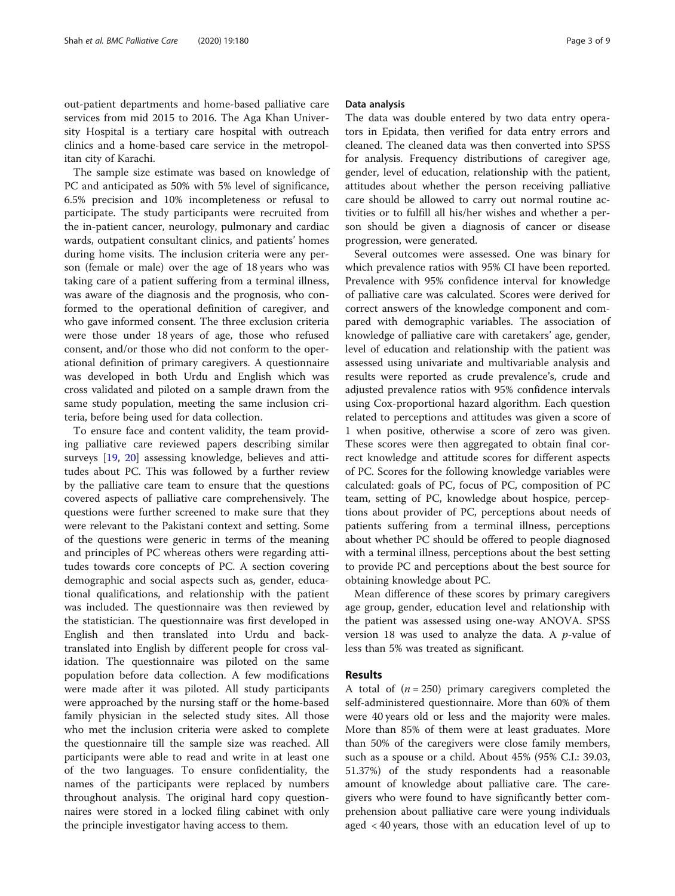out-patient departments and home-based palliative care services from mid 2015 to 2016. The Aga Khan University Hospital is a tertiary care hospital with outreach clinics and a home-based care service in the metropolitan city of Karachi.

The sample size estimate was based on knowledge of PC and anticipated as 50% with 5% level of significance, 6.5% precision and 10% incompleteness or refusal to participate. The study participants were recruited from the in-patient cancer, neurology, pulmonary and cardiac wards, outpatient consultant clinics, and patients' homes during home visits. The inclusion criteria were any person (female or male) over the age of 18 years who was taking care of a patient suffering from a terminal illness, was aware of the diagnosis and the prognosis, who conformed to the operational definition of caregiver, and who gave informed consent. The three exclusion criteria were those under 18 years of age, those who refused consent, and/or those who did not conform to the operational definition of primary caregivers. A questionnaire was developed in both Urdu and English which was cross validated and piloted on a sample drawn from the same study population, meeting the same inclusion criteria, before being used for data collection.

To ensure face and content validity, the team providing palliative care reviewed papers describing similar surveys [19, 20] assessing knowledge, believes and attitudes about PC. This was followed by a further review by the palliative care team to ensure that the questions covered aspects of palliative care comprehensively. The questions were further screened to make sure that they were relevant to the Pakistani context and setting. Some of the questions were generic in terms of the meaning and principles of PC whereas others were regarding attitudes towards core concepts of PC. A section covering demographic and social aspects such as, gender, educational qualifications, and relationship with the patient was included. The questionnaire was then reviewed by the statistician. The questionnaire was first developed in English and then translated into Urdu and back-translated into English by different people for cross validation. The questionnaire was piloted on the same population before data collection. A few modifications were made after it was piloted. All study participants were approached by the nursing staff or the home-based family physician in the selected study sites. All those who met the inclusion criteria were asked to complete the questionnaire till the sample size was reached. All participants were able to read and write in at least one of the two languages. To ensure confidentiality, the names of the participants were replaced by numbers throughout analysis. The original hard copy questionnaires were stored in a locked filing cabinet with only the principle investigator having access to them.

### Data analysis

The data was double entered by two data entry operators in Epidata, then verified for data entry errors and cleaned. The cleaned data was then converted into SPSS for analysis. Frequency distributions of caregiver age, gender, level of education, relationship with the patient, attitudes about whether the person receiving palliative care should be allowed to carry out normal routine activities or to fulfill all his/her wishes and whether a person should be given a diagnosis of cancer or disease progression, were generated.

Several outcomes were assessed. One was binary for which prevalence ratios with 95% CI have been reported. Prevalence with 95% confidence interval for knowledge of palliative care was calculated. Scores were derived for correct answers of the knowledge component and compared with demographic variables. The association of knowledge of palliative care with caretakers' age, gender, level of education and relationship with the patient was assessed using univariate and multivariable analysis and results were reported as crude prevalence's, crude and adjusted prevalence ratios with 95% confidence intervals using Cox-proportional hazard algorithm. Each question related to perceptions and attitudes was given a score of 1 when positive, otherwise a score of zero was given. These scores were then aggregated to obtain final correct knowledge and attitude scores for different aspects of PC. Scores for the following knowledge variables were calculated: goals of PC, focus of PC, composition of PC team, setting of PC, knowledge about hospice, perceptions about provider of PC, perceptions about needs of patients suffering from a terminal illness, perceptions about whether PC should be offered to people diagnosed with a terminal illness, perceptions about the best setting to provide PC and perceptions about the best source for obtaining knowledge about PC.

Mean difference of these scores by primary caregivers age group, gender, education level and relationship with the patient was assessed using one-way ANOVA. SPSS version 18 was used to analyze the data. A $p$-value of less than 5% was treated as significant.

## Results

A total of ($n = 250$) primary caregivers completed the self-administered questionnaire. More than 60% of them were 40 years old or less and the majority were males. More than 85% of them were at least graduates. More than 50% of the caregivers were close family members, such as a spouse or a child. About 45% (95% C.I.: 39.03, 51.37%) of the study respondents had a reasonable amount of knowledge about palliative care. The caregivers who were found to have significantly better comprehension about palliative care were young individuals aged < 40 years, those with an education level of up to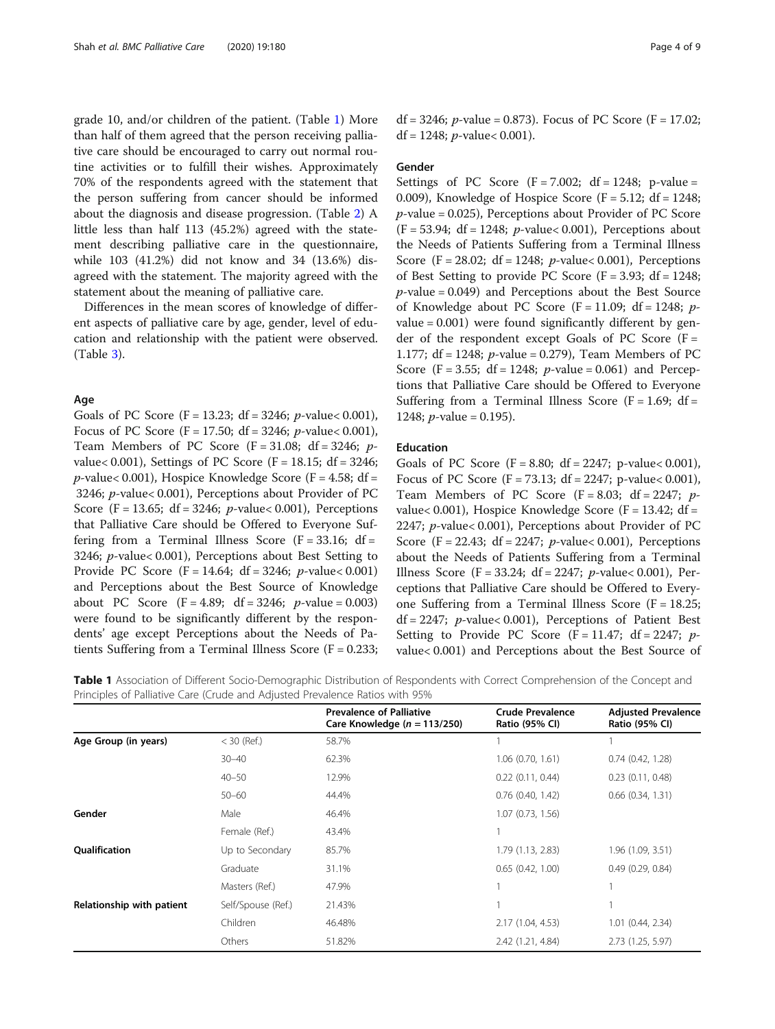grade 10, and/or children of the patient. (Table 1) More than half of them agreed that the person receiving palliative care should be encouraged to carry out normal routine activities or to fulfill their wishes. Approximately 70% of the respondents agreed with the statement that the person suffering from cancer should be informed about the diagnosis and disease progression. (Table 2) A little less than half 113 (45.2%) agreed with the statement describing palliative care in the questionnaire, while 103 (41.2%) did not know and 34 (13.6%) disagreed with the statement. The majority agreed with the statement about the meaning of palliative care.

Differences in the mean scores of knowledge of different aspects of palliative care by age, gender, level of education and relationship with the patient were observed. (Table 3).

### Age

Goals of PC Score ($F = 13.23$; df = 3246; *p*-value< 0.001), Focus of PC Score ($F = 17.50$; df = 3246; *p*-value< 0.001), Team Members of PC Score ($F = 31.08$; df = 3246; *p*-value< 0.001), Settings of PC Score ($F = 18.15$; df = 3246; *p*-value< 0.001), Hospice Knowledge Score ($F = 4.58$; df = 3246; *p*-value< 0.001), Perceptions about Provider of PC Score ($F = 13.65$; df = 3246; *p*-value< 0.001), Perceptions that Palliative Care should be Offered to Everyone Suffering from a Terminal Illness Score ($F = 33.16$; df = 3246; *p*-value< 0.001), Perceptions about Best Setting to Provide PC Score ($F = 14.64$; df = 3246; *p*-value< 0.001) and Perceptions about the Best Source of Knowledge about PC Score ($F = 4.89$; df = 3246; *p*-value = 0.003) were found to be significantly different by the respondents' age except Perceptions about the Needs of Patients Suffering from a Terminal Illness Score ($F = 0.233$; df = 3246; *p*-value = 0.873). Focus of PC Score ($F = 17.02$; df = 1248; *p*-value< 0.001).

### Gender

Settings of PC Score ($F = 7.002$; df = 1248; p-value = 0.009), Knowledge of Hospice Score ($F = 5.12$; df = 1248; *p*-value = 0.025), Perceptions about Provider of PC Score ($F = 53.94$; df = 1248; *p*-value< 0.001), Perceptions about the Needs of Patients Suffering from a Terminal Illness Score ($F = 28.02$; df = 1248; *p*-value< 0.001), Perceptions of Best Setting to provide PC Score ($F = 3.93$; df = 1248; *p*-value = 0.049) and Perceptions about the Best Source of Knowledge about PC Score ($F = 11.09$; df = 1248; *p*-value = 0.001) were found significantly different by gender of the respondent except Goals of PC Score ($F = 1.177$; df = 1248; *p*-value = 0.279), Team Members of PC Score ($F = 3.55$; df = 1248; *p*-value = 0.061) and Perceptions that Palliative Care should be Offered to Everyone Suffering from a Terminal Illness Score ($F = 1.69$; df = 1248; *p*-value = 0.195).

### Education

Goals of PC Score ($F = 8.80$; df = 2247; p-value< 0.001), Focus of PC Score ($F = 73.13$; df = 2247; p-value< 0.001), Team Members of PC Score ($F = 8.03$; df = 2247; *p*-value< 0.001), Hospice Knowledge Score ($F = 13.42$; df = 2247; *p*-value< 0.001), Perceptions about Provider of PC Score ($F = 22.43$; df = 2247; *p*-value< 0.001), Perceptions about the Needs of Patients Suffering from a Terminal Illness Score ($F = 33.24$; df = 2247; *p*-value< 0.001), Perceptions that Palliative Care should be Offered to Everyone Suffering from a Terminal Illness Score ($F = 18.25$; df = 2247; *p*-value< 0.001), Perceptions of Patient Best Setting to Provide PC Score ($F = 11.47$; df = 2247; *p*-value< 0.001) and Perceptions about the Best Source of

**Table 1** Association of Different Socio-Demographic Distribution of Respondents with Correct Comprehension of the Concept and Principles of Palliative Care (Crude and Adjusted Prevalence Ratios with 95%

| | | Prevalence of Palliative Care Knowledge (n = 113/250) | Crude Prevalence Ratio (95% CI) | Adjusted Prevalence Ratio (95% CI) |
|---|---|---|---|---|
| **Age Group (in years)** | < 30 (Ref.) | 58.7% | 1 | 1 |
| | 30–40 | 62.3% | 1.06 (0.70, 1.61) | 0.74 (0.42, 1.28) |
| | 40–50 | 12.9% | 0.22 (0.11, 0.44) | 0.23 (0.11, 0.48) |
| | 50–60 | 44.4% | 0.76 (0.40, 1.42) | 0.66 (0.34, 1.31) |
| **Gender** | Male | 46.4% | 1.07 (0.73, 1.56) | |
| | Female (Ref.) | 43.4% | 1 | |
| **Qualification** | Up to Secondary | 85.7% | 1.79 (1.13, 2.83) | 1.96 (1.09, 3.51) |
| | Graduate | 31.1% | 0.65 (0.42, 1.00) | 0.49 (0.29, 0.84) |
| | Masters (Ref.) | 47.9% | 1 | 1 |
| **Relationship with patient** | Self/Spouse (Ref.) | 21.43% | 1 | 1 |
| | Children | 46.48% | 2.17 (1.04, 4.53) | 1.01 (0.44, 2.34) |
| | Others | 51.82% | 2.42 (1.21, 4.84) | 2.73 (1.25, 5.97) |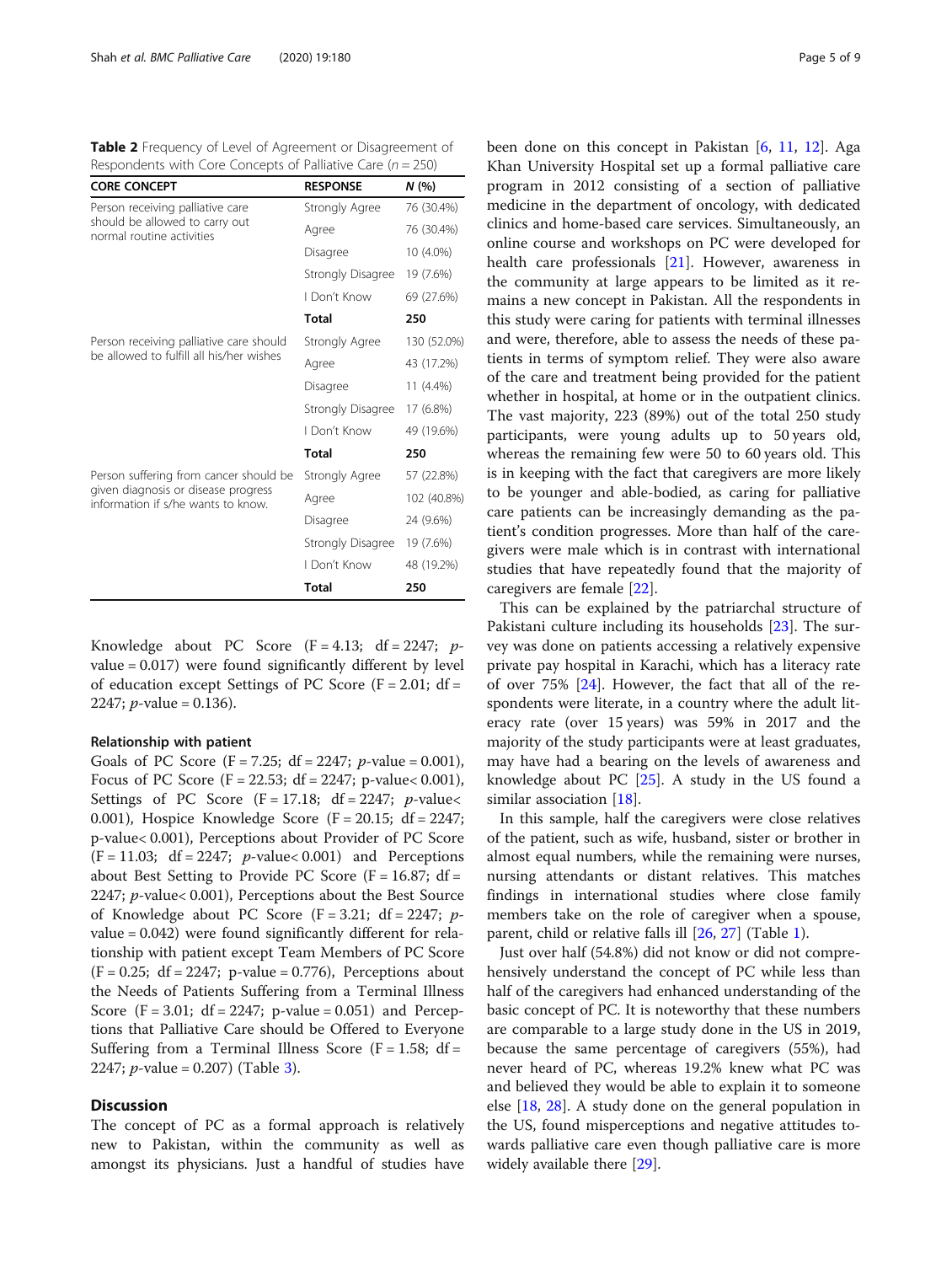**Table 2** Frequency of Level of Agreement or Disagreement of Respondents with Core Concepts of Palliative Care ($n = 250$)

| CORE CONCEPT | RESPONSE | *N* (%) |
|---|---|---|
| Person receiving palliative care should be allowed to carry out normal routine activities | Strongly Agree | 76 (30.4%) |
| | Agree | 76 (30.4%) |
| | Disagree | 10 (4.0%) |
| | Strongly Disagree | 19 (7.6%) |
| | I Don't Know | 69 (27.6%) |
| | **Total** | **250** |
| Person receiving palliative care should be allowed to fulfill all his/her wishes | Strongly Agree | 130 (52.0%) |
| | Agree | 43 (17.2%) |
| | Disagree | 11 (4.4%) |
| | Strongly Disagree | 17 (6.8%) |
| | I Don't Know | 49 (19.6%) |
| | **Total** | **250** |
| Person suffering from cancer should be given diagnosis or disease progress information if s/he wants to know. | Strongly Agree | 57 (22.8%) |
| | Agree | 102 (40.8%) |
| | Disagree | 24 (9.6%) |
| | Strongly Disagree | 19 (7.6%) |
| | I Don't Know | 48 (19.2%) |
| | **Total** | **250** |

Knowledge about PC Score ($F = 4.13$; $df = 2247$; *p*-value = 0.017) were found significantly different by level of education except Settings of PC Score ($F = 2.01$; $df = 2247$; *p*-value = 0.136).

### Relationship with patient

Goals of PC Score ($F = 7.25$; $df = 2247$; *p*-value = 0.001), Focus of PC Score ($F = 22.53$; $df = 2247$; p-value< 0.001), Settings of PC Score ($F = 17.18$; $df = 2247$; *p*-value< 0.001), Hospice Knowledge Score ($F = 20.15$; $df = 2247$; p-value< 0.001), Perceptions about Provider of PC Score ($F = 11.03$; $df = 2247$; *p*-value< 0.001) and Perceptions about Best Setting to Provide PC Score ($F = 16.87$; $df = 2247$; *p*-value< 0.001), Perceptions about the Best Source of Knowledge about PC Score ($F = 3.21$; $df = 2247$; *p*-value = 0.042) were found significantly different for relationship with patient except Team Members of PC Score ($F = 0.25$; $df = 2247$; p-value = 0.776), Perceptions about the Needs of Patients Suffering from a Terminal Illness Score ($F = 3.01$; $df = 2247$; p-value = 0.051) and Perceptions that Palliative Care should be Offered to Everyone Suffering from a Terminal Illness Score ($F = 1.58$; $df = 2247$; *p*-value = 0.207) (Table 3).

## Discussion

The concept of PC as a formal approach is relatively new to Pakistan, within the community as well as amongst its physicians. Just a handful of studies have been done on this concept in Pakistan [6, 11, 12]. Aga Khan University Hospital set up a formal palliative care program in 2012 consisting of a section of palliative medicine in the department of oncology, with dedicated clinics and home-based care services. Simultaneously, an online course and workshops on PC were developed for health care professionals [21]. However, awareness in the community at large appears to be limited as it remains a new concept in Pakistan. All the respondents in this study were caring for patients with terminal illnesses and were, therefore, able to assess the needs of these patients in terms of symptom relief. They were also aware of the care and treatment being provided for the patient whether in hospital, at home or in the outpatient clinics. The vast majority, 223 (89%) out of the total 250 study participants, were young adults up to 50 years old, whereas the remaining few were 50 to 60 years old. This is in keeping with the fact that caregivers are more likely to be younger and able-bodied, as caring for palliative care patients can be increasingly demanding as the patient's condition progresses. More than half of the caregivers were male which is in contrast with international studies that have repeatedly found that the majority of caregivers are female [22].

This can be explained by the patriarchal structure of Pakistani culture including its households [23]. The survey was done on patients accessing a relatively expensive private pay hospital in Karachi, which has a literacy rate of over 75% [24]. However, the fact that all of the respondents were literate, in a country where the adult literacy rate (over 15 years) was 59% in 2017 and the majority of the study participants were at least graduates, may have had a bearing on the levels of awareness and knowledge about PC [25]. A study in the US found a similar association [18].

In this sample, half the caregivers were close relatives of the patient, such as wife, husband, sister or brother in almost equal numbers, while the remaining were nurses, nursing attendants or distant relatives. This matches findings in international studies where close family members take on the role of caregiver when a spouse, parent, child or relative falls ill [26, 27] (Table 1).

Just over half (54.8%) did not know or did not comprehensively understand the concept of PC while less than half of the caregivers had enhanced understanding of the basic concept of PC. It is noteworthy that these numbers are comparable to a large study done in the US in 2019, because the same percentage of caregivers (55%), had never heard of PC, whereas 19.2% knew what PC was and believed they would be able to explain it to someone else [18, 28]. A study done on the general population in the US, found misperceptions and negative attitudes towards palliative care even though palliative care is more widely available there [29].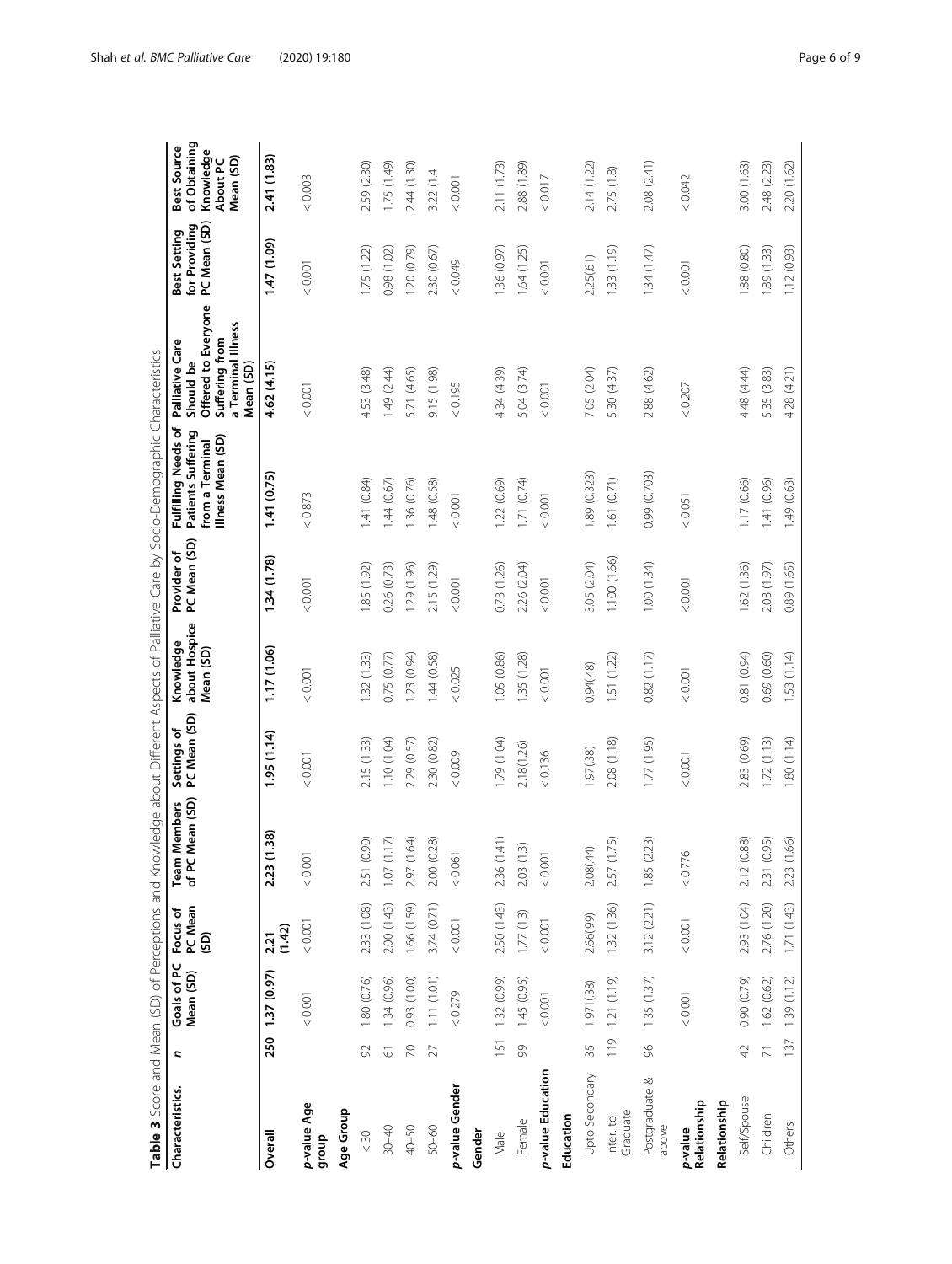**Table 3** Score and Mean (SD) of Perceptions and Knowledge about Different Aspects of Palliative Care by Socio-Demographic Characteristics

| Characteristics. | *n* | Goals of PC Mean (SD) | Focus of PC Mean (SD) | Team Members of PC Mean (SD) | Settings of PC Mean (SD) | Knowledge about Hospice Mean (SD) | Provider of PC Mean (SD) | Fulfilling Needs of Patients Suffering from a Terminal Illness Mean (SD) | Palliative Care Should be Offered to Everyone Suffering from a Terminal Illness Mean (SD) | Best Setting for Providing PC Mean (SD) | Best Source of Obtaining Knowledge About PC Mean (SD) |
|---|---|---|---|---|---|---|---|---|---|---|---|
| **Overall** | 250 | **1.37 (0.97)** | **2.21 (1.42)** | **2.23 (1.38)** | **1.95 (1.14)** | **1.17 (1.06)** | **1.34 (1.78)** | **1.41 (0.75)** | **4.62 (4.15)** | **1.47 (1.09)** | **2.41 (1.83)** |
| ***p*-value Age group** | | < 0.001 | < 0.001 | < 0.001 | < 0.001 | < 0.001 | < 0.001 | < 0.873 | < 0.001 | < 0.001 | < 0.003 |
| **Age Group** | | | | | | | | | | | |
| < 30 | 92 | 1.80 (0.76) | 2.33 (1.08) | 2.51 (0.90) | 2.15 (1.33) | 1.32 (1.33) | 1.85 (1.92) | 1.41 (0.84) | 4.53 (3.48) | 1.75 (1.22) | 2.59 (2.30) |
| 30–40 | 61 | 1.34 (0.96) | 2.00 (1.43) | 1.07 (1.17) | 1.10 (1.04) | 0.75 (0.77) | 0.26 (0.73) | 1.44 (0.67) | 1.49 (2.44) | 0.98 (1.02) | 1.75 (1.49) |
| 40–50 | 70 | 0.93 (1.00) | 1.66 (1.59) | 2.97 (1.64) | 2.29 (0.57) | 1.23 (0.94) | 1.29 (1.96) | 1.36 (0.76) | 5.71 (4.65) | 1.20 (0.79) | 2.44 (1.30) |
| 50–60 | 27 | 1.11 (1.01) | 3.74 (0.71) | 2.00 (0.28) | 2.30 (0.82) | 1.44 (0.58) | 2.15 (1.29) | 1.48 (0.58) | 9.15 (1.98) | 2.30 (0.67) | 3.22 (1.4 |
| ***p*-value Gender** | | < 0.279 | < 0.001 | < 0.061 | < 0.009 | < 0.025 | < 0.001 | < 0.001 | < 0.195 | < 0.049 | < 0.001 |
| **Gender** | | | | | | | | | | | |
| Male | 151 | 1.32 (0.99) | 2.50 (1.43) | 2.36 (1.41) | 1.79 (1.04) | 1.05 (0.86) | 0.73 (1.26) | 1.22 (0.69) | 4.34 (4.39) | 1.36 (0.97) | 2.11 (1.73) |
| Female | 99 | 1.45 (0.95) | 1.77 (1.3) | 2.03 (1.3) | 2.18(1.26) | 1.35 (1.28) | 2.26 (2.04) | 1.71 (0.74) | 5.04 (3.74) | 1.64 (1.25) | 2.88 (1.89) |
| ***p*-value Education** | | <0.001 | < 0.001 | < 0.001 | < 0.136 | < 0.001 | < 0.001 | < 0.001 | < 0.001 | < 0.001 | < 0.017 |
| **Education** | | | | | | | | | | | |
| Upto Secondary | 35 | 1.97(1.38) | 2.66(.99) | 2.08(.44) | 1.97(.38) | 0.94(.48) | 3.05 (2.04) | 1.89 (0.323) | 7.05 (2.04) | 2.25(.61) | 2.14 (1.22) |
| Inter. to Graduate | 119 | 1.21 (1.19) | 1.32 (1.36) | 2.57 (1.75) | 2.08 (1.18) | 1.51 (1.22) | 1.100 (1.66) | 1.61 (0.71) | 5.30 (4.37) | 1.33 (1.19) | 2.75 (1.8) |
| Postgraduate & above | 96 | 1.35 (1.37) | 3.12 (2.21) | 1.85 (2.23) | 1.77 (1.95) | 0.82 (1.17) | 1.00 (1.34) | 0.99 (0.703) | 2.88 (4.62) | 1.34 (1.47) | 2.08 (2.41) |
| ***p*-value Relationship** | | < 0.001 | < 0.001 | < 0.776 | < 0.001 | < 0.001 | < 0.001 | < 0.051 | < 0.207 | < 0.001 | < 0.042 |
| **Relationship** | | | | | | | | | | | |
| Self/Spouse | 42 | 0.90 (0.79) | 2.93 (1.04) | 2.12 (0.88) | 2.83 (0.69) | 0.81 (0.94) | 1.62 (1.36) | 1.17 (0.66) | 4.48 (4.44) | 1.88 (0.80) | 3.00 (1.63) |
| Children | 71 | 1.62 (0.62) | 2.76 (1.20) | 2.31 (0.95) | 1.72 (1.13) | 0.69 (0.60) | 2.03 (1.97) | 1.41 (0.96) | 5.35 (3.83) | 1.89 (1.33) | 2.48 (2.23) |
| Others | 137 | 1.39 (1.12) | 1.71 (1.43) | 2.23 (1.66) | 1.80 (1.14) | 1.53 (1.14) | 0.89 (1.65) | 1.49 (0.63) | 4.28 (4.21) | 1.12 (0.93) | 2.20 (1.62) |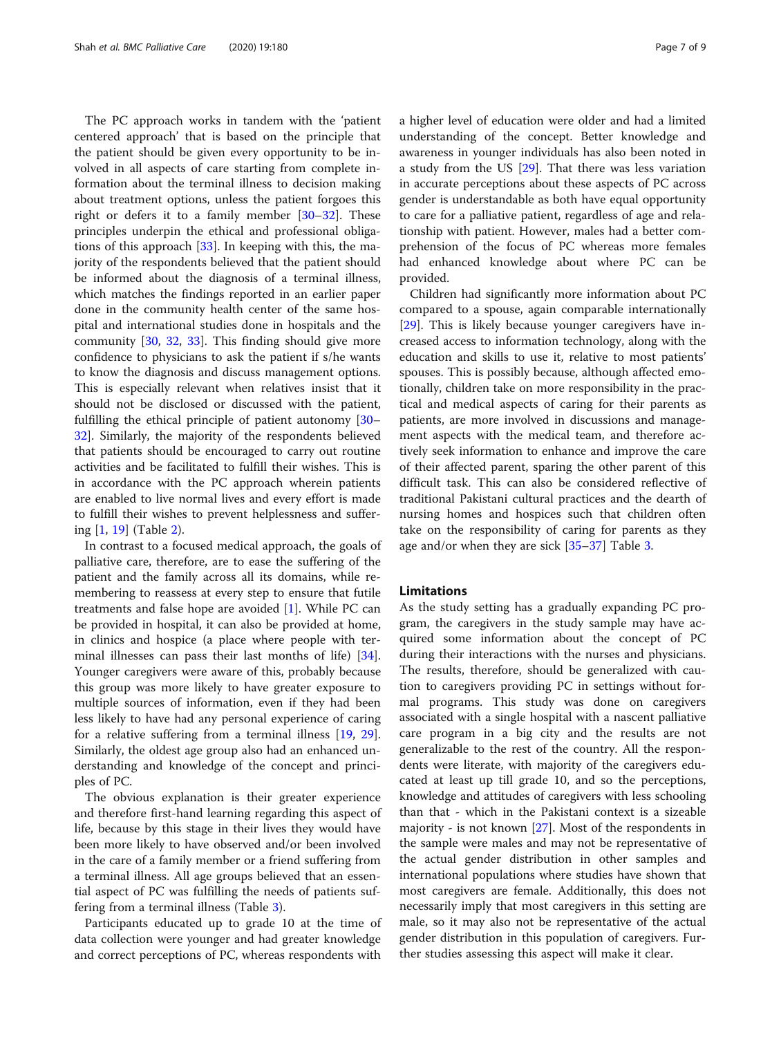The PC approach works in tandem with the 'patient centered approach' that is based on the principle that the patient should be given every opportunity to be involved in all aspects of care starting from complete information about the terminal illness to decision making about treatment options, unless the patient forgoes this right or defers it to a family member [30–32]. These principles underpin the ethical and professional obligations of this approach [33]. In keeping with this, the majority of the respondents believed that the patient should be informed about the diagnosis of a terminal illness, which matches the findings reported in an earlier paper done in the community health center of the same hospital and international studies done in hospitals and the community [30, 32, 33]. This finding should give more confidence to physicians to ask the patient if s/he wants to know the diagnosis and discuss management options. This is especially relevant when relatives insist that it should not be disclosed or discussed with the patient, fulfilling the ethical principle of patient autonomy [30–32]. Similarly, the majority of the respondents believed that patients should be encouraged to carry out routine activities and be facilitated to fulfill their wishes. This is in accordance with the PC approach wherein patients are enabled to live normal lives and every effort is made to fulfill their wishes to prevent helplessness and suffering [1, 19] (Table 2).

In contrast to a focused medical approach, the goals of palliative care, therefore, are to ease the suffering of the patient and the family across all its domains, while remembering to reassess at every step to ensure that futile treatments and false hope are avoided [1]. While PC can be provided in hospital, it can also be provided at home, in clinics and hospice (a place where people with terminal illnesses can pass their last months of life) [34]. Younger caregivers were aware of this, probably because this group was more likely to have greater exposure to multiple sources of information, even if they had been less likely to have had any personal experience of caring for a relative suffering from a terminal illness [19, 29]. Similarly, the oldest age group also had an enhanced understanding and knowledge of the concept and principles of PC.

The obvious explanation is their greater experience and therefore first-hand learning regarding this aspect of life, because by this stage in their lives they would have been more likely to have observed and/or been involved in the care of a family member or a friend suffering from a terminal illness. All age groups believed that an essential aspect of PC was fulfilling the needs of patients suffering from a terminal illness (Table 3).

Participants educated up to grade 10 at the time of data collection were younger and had greater knowledge and correct perceptions of PC, whereas respondents with a higher level of education were older and had a limited understanding of the concept. Better knowledge and awareness in younger individuals has also been noted in a study from the US [29]. That there was less variation in accurate perceptions about these aspects of PC across gender is understandable as both have equal opportunity to care for a palliative patient, regardless of age and relationship with patient. However, males had a better comprehension of the focus of PC whereas more females had enhanced knowledge about where PC can be provided.

Children had significantly more information about PC compared to a spouse, again comparable internationally [29]. This is likely because younger caregivers have increased access to information technology, along with the education and skills to use it, relative to most patients' spouses. This is possibly because, although affected emotionally, children take on more responsibility in the practical and medical aspects of caring for their parents as patients, are more involved in discussions and management aspects with the medical team, and therefore actively seek information to enhance and improve the care of their affected parent, sparing the other parent of this difficult task. This can also be considered reflective of traditional Pakistani cultural practices and the dearth of nursing homes and hospices such that children often take on the responsibility of caring for parents as they age and/or when they are sick [35–37] Table 3.

## Limitations

As the study setting has a gradually expanding PC program, the caregivers in the study sample may have acquired some information about the concept of PC during their interactions with the nurses and physicians. The results, therefore, should be generalized with caution to caregivers providing PC in settings without formal programs. This study was done on caregivers associated with a single hospital with a nascent palliative care program in a big city and the results are not generalizable to the rest of the country. All the respondents were literate, with majority of the caregivers educated at least up till grade 10, and so the perceptions, knowledge and attitudes of caregivers with less schooling than that - which in the Pakistani context is a sizeable majority - is not known [27]. Most of the respondents in the sample were males and may not be representative of the actual gender distribution in other samples and international populations where studies have shown that most caregivers are female. Additionally, this does not necessarily imply that most caregivers in this setting are male, so it may also not be representative of the actual gender distribution in this population of caregivers. Further studies assessing this aspect will make it clear.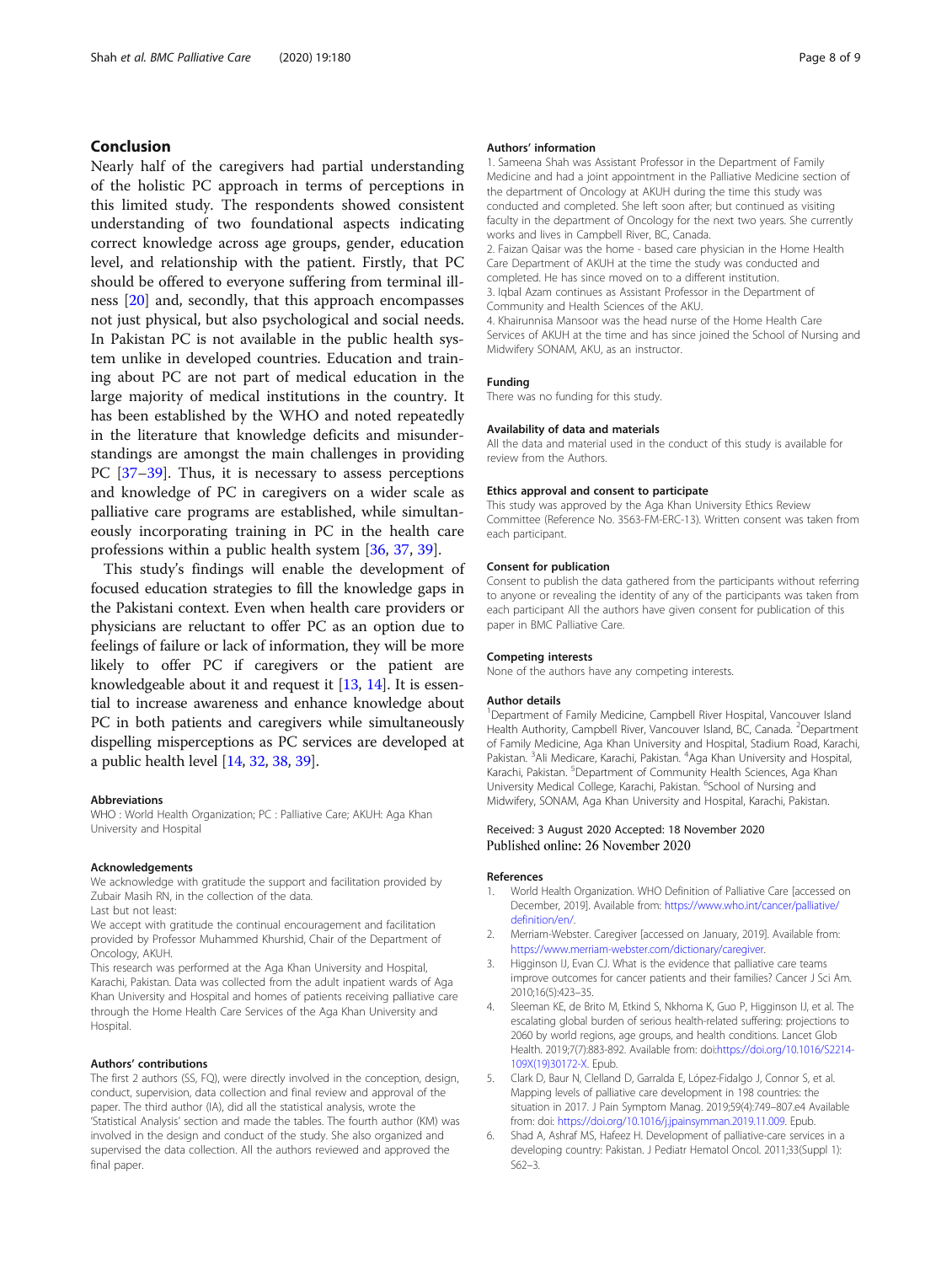## Conclusion

Nearly half of the caregivers had partial understanding of the holistic PC approach in terms of perceptions in this limited study. The respondents showed consistent understanding of two foundational aspects indicating correct knowledge across age groups, gender, education level, and relationship with the patient. Firstly, that PC should be offered to everyone suffering from terminal illness [20] and, secondly, that this approach encompasses not just physical, but also psychological and social needs. In Pakistan PC is not available in the public health system unlike in developed countries. Education and training about PC are not part of medical education in the large majority of medical institutions in the country. It has been established by the WHO and noted repeatedly in the literature that knowledge deficits and misunderstandings are amongst the main challenges in providing PC [37–39]. Thus, it is necessary to assess perceptions and knowledge of PC in caregivers on a wider scale as palliative care programs are established, while simultaneously incorporating training in PC in the health care professions within a public health system [36, 37, 39].

This study's findings will enable the development of focused education strategies to fill the knowledge gaps in the Pakistani context. Even when health care providers or physicians are reluctant to offer PC as an option due to feelings of failure or lack of information, they will be more likely to offer PC if caregivers or the patient are knowledgeable about it and request it [13, 14]. It is essential to increase awareness and enhance knowledge about PC in both patients and caregivers while simultaneously dispelling misperceptions as PC services are developed at a public health level [14, 32, 38, 39].

### Abbreviations

WHO : World Health Organization; PC : Palliative Care; AKUH: Aga Khan University and Hospital

### Acknowledgements

We acknowledge with gratitude the support and facilitation provided by Zubair Masih RN, in the collection of the data.

Last but not least:

We accept with gratitude the continual encouragement and facilitation provided by Professor Muhammed Khurshid, Chair of the Department of Oncology, AKUH.

This research was performed at the Aga Khan University and Hospital, Karachi, Pakistan. Data was collected from the adult inpatient wards of Aga Khan University and Hospital and homes of patients receiving palliative care through the Home Health Care Services of the Aga Khan University and Hospital.

### Authors' contributions

The first 2 authors (SS, FQ), were directly involved in the conception, design, conduct, supervision, data collection and final review and approval of the paper. The third author (IA), did all the statistical analysis, wrote the 'Statistical Analysis' section and made the tables. The fourth author (KM) was involved in the design and conduct of the study. She also organized and supervised the data collection. All the authors reviewed and approved the final paper.

### Authors' information

1. Sameena Shah was Assistant Professor in the Department of Family Medicine and had a joint appointment in the Palliative Medicine section of the department of Oncology at AKUH during the time this study was conducted and completed. She left soon after; but continued as visiting faculty in the department of Oncology for the next two years. She currently works and lives in Campbell River, BC, Canada.
2. Faizan Qaisar was the home - based care physician in the Home Health Care Department of AKUH at the time the study was conducted and completed. He has since moved on to a different institution.
3. Iqbal Azam continues as Assistant Professor in the Department of Community and Health Sciences of the AKU.
4. Khairunnisa Mansoor was the head nurse of the Home Health Care Services of AKUH at the time and has since joined the School of Nursing and Midwifery SONAM, AKU, as an instructor.

### Funding

There was no funding for this study.

### Availability of data and materials

All the data and material used in the conduct of this study is available for review from the Authors.

### Ethics approval and consent to participate

This study was approved by the Aga Khan University Ethics Review Committee (Reference No. 3563-FM-ERC-13). Written consent was taken from each participant.

### Consent for publication

Consent to publish the data gathered from the participants without referring to anyone or revealing the identity of any of the participants was taken from each participant All the authors have given consent for publication of this paper in BMC Palliative Care.

### Competing interests

None of the authors have any competing interests.

### Author details

[1]Department of Family Medicine, Campbell River Hospital, Vancouver Island Health Authority, Campbell River, Vancouver Island, BC, Canada. [2]Department of Family Medicine, Aga Khan University and Hospital, Stadium Road, Karachi, Pakistan. [3]Ali Medicare, Karachi, Pakistan. [4]Aga Khan University and Hospital, Karachi, Pakistan. [5]Department of Community Health Sciences, Aga Khan University Medical College, Karachi, Pakistan. [6]School of Nursing and Midwifery, SONAM, Aga Khan University and Hospital, Karachi, Pakistan.

Received: 3 August 2020 Accepted: 18 November 2020
Published online: 26 November 2020

### References

1. World Health Organization. WHO Definition of Palliative Care [accessed on December, 2019]. Available from: https://www.who.int/cancer/palliative/definition/en/.
2. Merriam-Webster. Caregiver [accessed on January, 2019]. Available from: https://www.merriam-webster.com/dictionary/caregiver.
3. Higginson IJ, Evan CJ. What is the evidence that palliative care teams improve outcomes for cancer patients and their families? Cancer J Sci Am. 2010;16(5):423–35.
4. Sleeman KE, de Brito M, Etkind S, Nkhoma K, Guo P, Higginson IJ, et al. The escalating global burden of serious health-related suffering: projections to 2060 by world regions, age groups, and health conditions. Lancet Glob Health. 2019;7(7):883-892. Available from: doi:https://doi.org/10.1016/S2214-109X(19)30172-X. Epub.
5. Clark D, Baur N, Clelland D, Garralda E, López-Fidalgo J, Connor S, et al. Mapping levels of palliative care development in 198 countries: the situation in 2017. J Pain Symptom Manag. 2019;59(4):749–807.e4 Available from: doi: https://doi.org/10.1016/j.jpainsymman.2019.11.009. Epub.
6. Shad A, Ashraf MS, Hafeez H. Development of palliative-care services in a developing country: Pakistan. J Pediatr Hematol Oncol. 2011;33(Suppl 1):S62–3.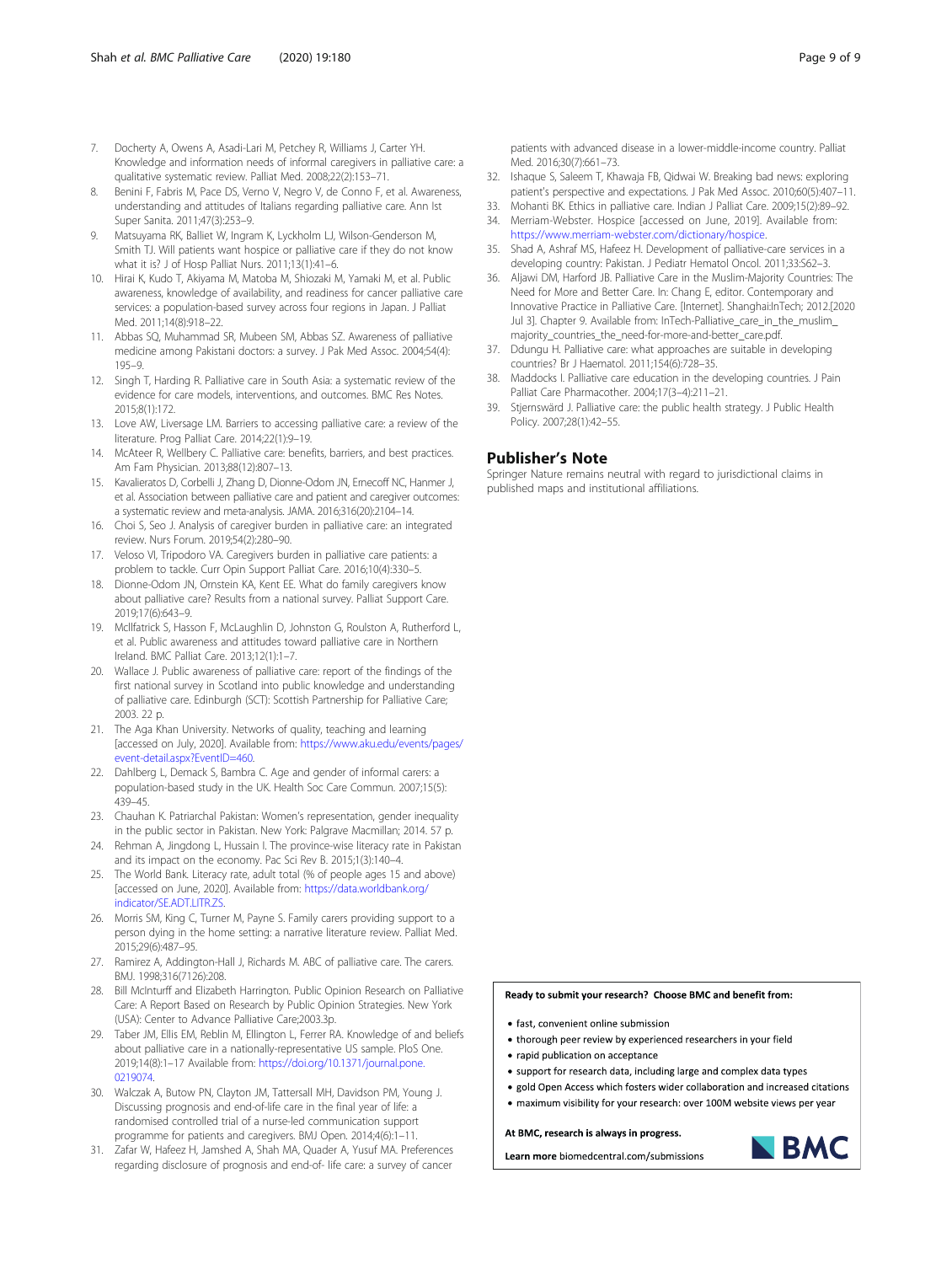7. Docherty A, Owens A, Asadi-Lari M, Petchey R, Williams J, Carter YH. Knowledge and information needs of informal caregivers in palliative care: a qualitative systematic review. Palliat Med. 2008;22(2):153–71.
8. Benini F, Fabris M, Pace DS, Verno V, Negro V, de Conno F, et al. Awareness, understanding and attitudes of Italians regarding palliative care. Ann Ist Super Sanita. 2011;47(3):253–9.
9. Matsuyama RK, Balliet W, Ingram K, Lyckholm LJ, Wilson-Genderson M, Smith TJ. Will patients want hospice or palliative care if they do not know what it is? J of Hosp Palliat Nurs. 2011;13(1):41–6.
10. Hirai K, Kudo T, Akiyama M, Matoba M, Shiozaki M, Yamaki M, et al. Public awareness, knowledge of availability, and readiness for cancer palliative care services: a population-based survey across four regions in Japan. J Palliat Med. 2011;14(8):918–22.
11. Abbas SQ, Muhammad SR, Mubeen SM, Abbas SZ. Awareness of palliative medicine among Pakistani doctors: a survey. J Pak Med Assoc. 2004;54(4): 195–9.
12. Singh T, Harding R. Palliative care in South Asia: a systematic review of the evidence for care models, interventions, and outcomes. BMC Res Notes. 2015;8(1):172.
13. Love AW, Liversage LM. Barriers to accessing palliative care: a review of the literature. Prog Palliat Care. 2014;22(1):9–19.
14. McAteer R, Wellbery C. Palliative care: benefits, barriers, and best practices. Am Fam Physician. 2013;88(12):807–13.
15. Kavalieratos D, Corbelli J, Zhang D, Dionne-Odom JN, Ernecoff NC, Hanmer J, et al. Association between palliative care and patient and caregiver outcomes: a systematic review and meta-analysis. JAMA. 2016;316(20):2104–14.
16. Choi S, Seo J. Analysis of caregiver burden in palliative care: an integrated review. Nurs Forum. 2019;54(2):280–90.
17. Veloso VI, Tripodoro VA. Caregivers burden in palliative care patients: a problem to tackle. Curr Opin Support Palliat Care. 2016;10(4):330–5.
18. Dionne-Odom JN, Ornstein KA, Kent EE. What do family caregivers know about palliative care? Results from a national survey. Palliat Support Care. 2019;17(6):643–9.
19. McIlfatrick S, Hasson F, McLaughlin D, Johnston G, Roulston A, Rutherford L, et al. Public awareness and attitudes toward palliative care in Northern Ireland. BMC Palliat Care. 2013;12(1):1–7.
20. Wallace J. Public awareness of palliative care: report of the findings of the first national survey in Scotland into public knowledge and understanding of palliative care. Edinburgh (SCT): Scottish Partnership for Palliative Care; 2003. 22 p.
21. The Aga Khan University. Networks of quality, teaching and learning [accessed on July, 2020]. Available from: https://www.aku.edu/events/pages/event-detail.aspx?EventID=460.
22. Dahlberg L, Demack S, Bambra C. Age and gender of informal carers: a population-based study in the UK. Health Soc Care Commun. 2007;15(5): 439–45.
23. Chauhan K. Patriarchal Pakistan: Women's representation, gender inequality in the public sector in Pakistan. New York: Palgrave Macmillan; 2014. 57 p.
24. Rehman A, Jingdong L, Hussain I. The province-wise literacy rate in Pakistan and its impact on the economy. Pac Sci Rev B. 2015;1(3):140–4.
25. The World Bank. Literacy rate, adult total (% of people ages 15 and above) [accessed on June, 2020]. Available from: https://data.worldbank.org/indicator/SE.ADT.LITR.ZS.
26. Morris SM, King C, Turner M, Payne S. Family carers providing support to a person dying in the home setting: a narrative literature review. Palliat Med. 2015;29(6):487–95.
27. Ramirez A, Addington-Hall J, Richards M. ABC of palliative care. The carers. BMJ. 1998;316(7126):208.
28. Bill McInturff and Elizabeth Harrington. Public Opinion Research on Palliative Care: A Report Based on Research by Public Opinion Strategies. New York (USA): Center to Advance Palliative Care;2003.3p.
29. Taber JM, Ellis EM, Reblin M, Ellington L, Ferrer RA. Knowledge of and beliefs about palliative care in a nationally-representative US sample. PloS One. 2019;14(8):1–17 Available from: https://doi.org/10.1371/journal.pone.0219074.
30. Walczak A, Butow PN, Clayton JM, Tattersall MH, Davidson PM, Young J. Discussing prognosis and end-of-life care in the final year of life: a randomised controlled trial of a nurse-led communication support programme for patients and caregivers. BMJ Open. 2014;4(6):1–11.
31. Zafar W, Hafeez H, Jamshed A, Shah MA, Quader A, Yusuf MA. Preferences regarding disclosure of prognosis and end-of- life care: a survey of cancer patients with advanced disease in a lower-middle-income country. Palliat Med. 2016;30(7):661–73.
32. Ishaque S, Saleem T, Khawaja FB, Qidwai W. Breaking bad news: exploring patient's perspective and expectations. J Pak Med Assoc. 2010;60(5):407–11.
33. Mohanti BK. Ethics in palliative care. Indian J Palliat Care. 2009;15(2):89–92.
34. Merriam-Webster. Hospice [accessed on June, 2019]. Available from: https://www.merriam-webster.com/dictionary/hospice.
35. Shad A, Ashraf MS, Hafeez H. Development of palliative-care services in a developing country: Pakistan. J Pediatr Hematol Oncol. 2011;33:S62–3.
36. Aljawi DM, Harford JB. Palliative Care in the Muslim-Majority Countries: The Need for More and Better Care. In: Chang E, editor. Contemporary and Innovative Practice in Palliative Care. [Internet]. Shanghai:InTech; 2012.[2020 Jul 3]. Chapter 9. Available from: InTech-Palliative_care_in_the_muslim_majority_countries_the_need-for-more-and-better_care.pdf.
37. Ddungu H. Palliative care: what approaches are suitable in developing countries? Br J Haematol. 2011;154(6):728–35.
38. Maddocks I. Palliative care education in the developing countries. J Pain Palliat Care Pharmacother. 2004;17(3–4):211–21.
39. Stjernswärd J. Palliative care: the public health strategy. J Public Health Policy. 2007;28(1):42–55.

## Publisher's Note

Springer Nature remains neutral with regard to jurisdictional claims in published maps and institutional affiliations.

**Ready to submit your research? Choose BMC and benefit from:**

- fast, convenient online submission
- thorough peer review by experienced researchers in your field
- rapid publication on acceptance
- support for research data, including large and complex data types
- gold Open Access which fosters wider collaboration and increased citations
- maximum visibility for your research: over 100M website views per year

**At BMC, research is always in progress.**

**Learn more** biomedcentral.com/submissions

BMC